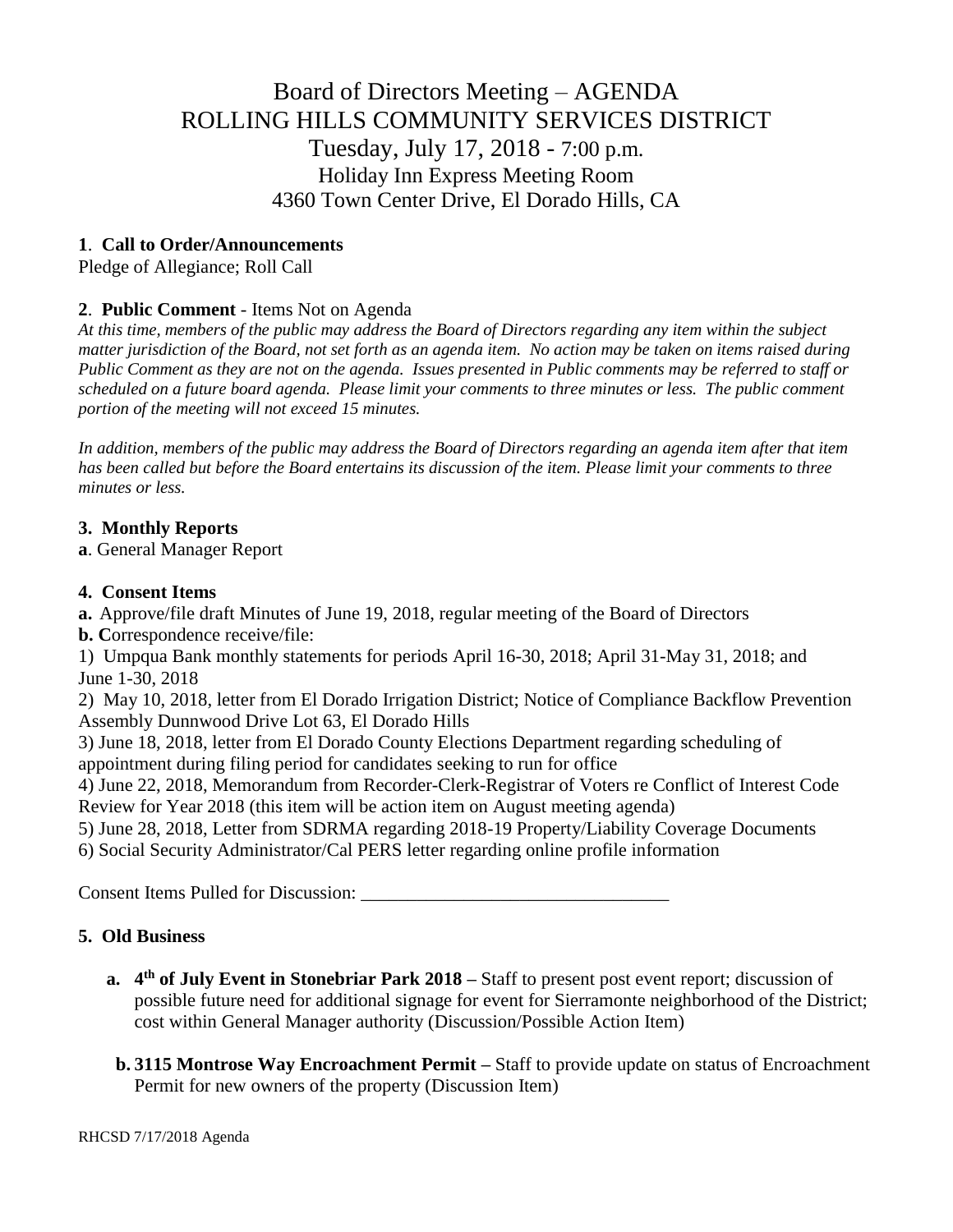# Board of Directors Meeting – AGENDA
# ROLLING HILLS COMMUNITY SERVICES DISTRICT
## Tuesday, July 17, 2018 - 7:00 p.m.
### Holiday Inn Express Meeting Room
### 4360 Town Center Drive, El Dorado Hills, CA

**1**. **Call to Order/Announcements**

Pledge of Allegiance; Roll Call

**2**. **Public Comment** - Items Not on Agenda

*At this time, members of the public may address the Board of Directors regarding any item within the subject matter jurisdiction of the Board, not set forth as an agenda item. No action may be taken on items raised during Public Comment as they are not on the agenda. Issues presented in Public comments may be referred to staff or scheduled on a future board agenda. Please limit your comments to three minutes or less. The public comment portion of the meeting will not exceed 15 minutes.*

*In addition, members of the public may address the Board of Directors regarding an agenda item after that item has been called but before the Board entertains its discussion of the item. Please limit your comments to three minutes or less.*

**3. Monthly Reports**

**a**. General Manager Report

**4. Consent Items**

**a.** Approve/file draft Minutes of June 19, 2018, regular meeting of the Board of Directors

**b. C**orrespondence receive/file:

1) Umpqua Bank monthly statements for periods April 16-30, 2018; April 31-May 31, 2018; and June 1-30, 2018

2) May 10, 2018, letter from El Dorado Irrigation District; Notice of Compliance Backflow Prevention Assembly Dunnwood Drive Lot 63, El Dorado Hills

3) June 18, 2018, letter from El Dorado County Elections Department regarding scheduling of appointment during filing period for candidates seeking to run for office

4) June 22, 2018, Memorandum from Recorder-Clerk-Registrar of Voters re Conflict of Interest Code Review for Year 2018 (this item will be action item on August meeting agenda)

5) June 28, 2018, Letter from SDRMA regarding 2018-19 Property/Liability Coverage Documents

6) Social Security Administrator/Cal PERS letter regarding online profile information

Consent Items Pulled for Discussion: ________________________________

**5. Old Business**

- **a. 4th of July Event in Stonebriar Park 2018 –** Staff to present post event report; discussion of possible future need for additional signage for event for Sierramonte neighborhood of the District; cost within General Manager authority (Discussion/Possible Action Item)

- **b. 3115 Montrose Way Encroachment Permit –** Staff to provide update on status of Encroachment Permit for new owners of the property (Discussion Item)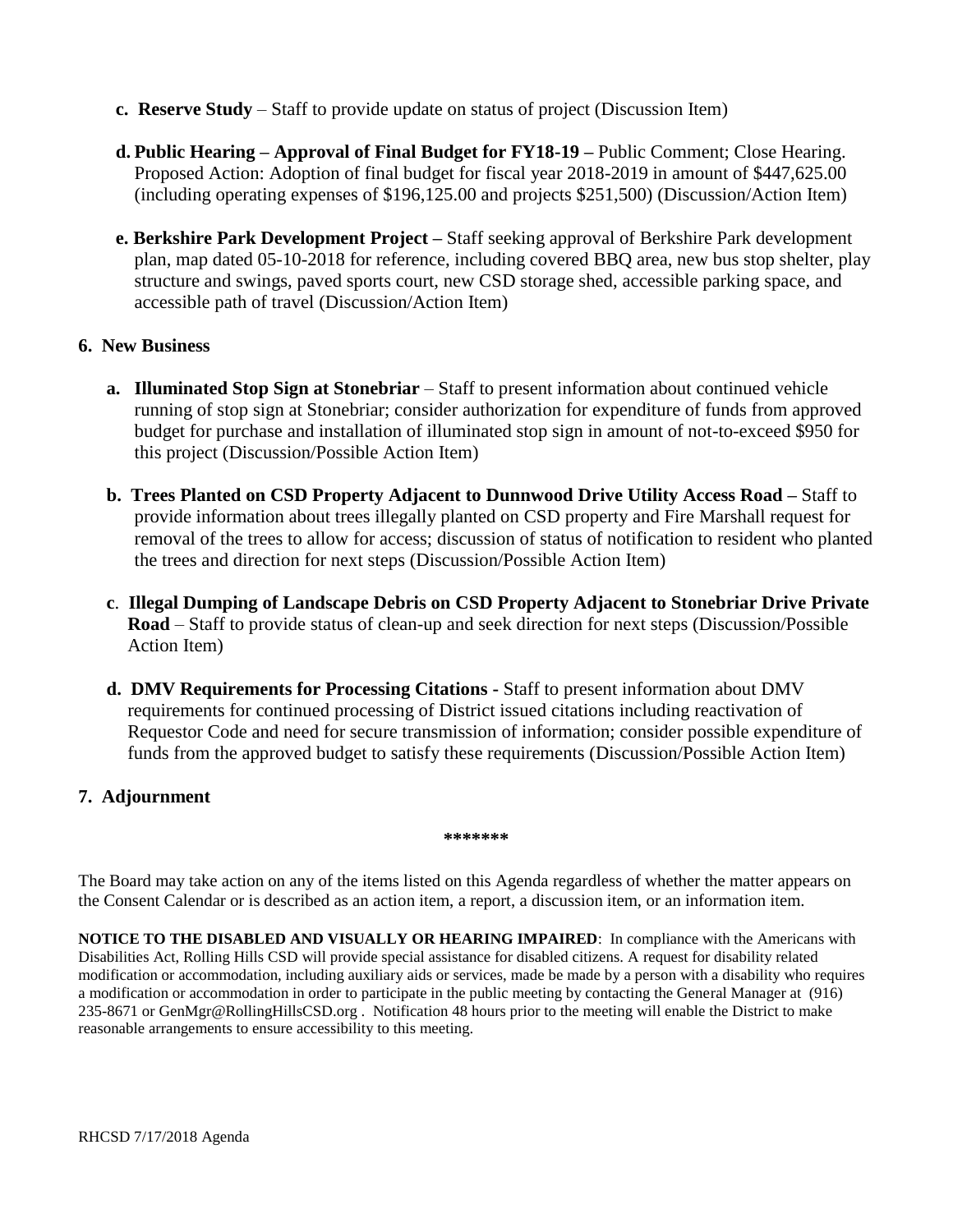- **c. Reserve Study** – Staff to provide update on status of project (Discussion Item)

- **d. Public Hearing – Approval of Final Budget for FY18-19 –** Public Comment; Close Hearing. Proposed Action: Adoption of final budget for fiscal year 2018-2019 in amount of $447,625.00 (including operating expenses of $196,125.00 and projects $251,500) (Discussion/Action Item)

- **e. Berkshire Park Development Project –** Staff seeking approval of Berkshire Park development plan, map dated 05-10-2018 for reference, including covered BBQ area, new bus stop shelter, play structure and swings, paved sports court, new CSD storage shed, accessible parking space, and accessible path of travel (Discussion/Action Item)

## 6. New Business

- **a. Illuminated Stop Sign at Stonebriar** – Staff to present information about continued vehicle running of stop sign at Stonebriar; consider authorization for expenditure of funds from approved budget for purchase and installation of illuminated stop sign in amount of not-to-exceed $950 for this project (Discussion/Possible Action Item)

- **b. Trees Planted on CSD Property Adjacent to Dunnwood Drive Utility Access Road –** Staff to provide information about trees illegally planted on CSD property and Fire Marshall request for removal of the trees to allow for access; discussion of status of notification to resident who planted the trees and direction for next steps (Discussion/Possible Action Item)

- **c. Illegal Dumping of Landscape Debris on CSD Property Adjacent to Stonebriar Drive Private Road** – Staff to provide status of clean-up and seek direction for next steps (Discussion/Possible Action Item)

- **d. DMV Requirements for Processing Citations -** Staff to present information about DMV requirements for continued processing of District issued citations including reactivation of Requestor Code and need for secure transmission of information; consider possible expenditure of funds from the approved budget to satisfy these requirements (Discussion/Possible Action Item)

## 7. Adjournment

*******

The Board may take action on any of the items listed on this Agenda regardless of whether the matter appears on the Consent Calendar or is described as an action item, a report, a discussion item, or an information item.

**NOTICE TO THE DISABLED AND VISUALLY OR HEARING IMPAIRED**: In compliance with the Americans with Disabilities Act, Rolling Hills CSD will provide special assistance for disabled citizens. A request for disability related modification or accommodation, including auxiliary aids or services, made be made by a person with a disability who requires a modification or accommodation in order to participate in the public meeting by contacting the General Manager at (916) 235-8671 or GenMgr@RollingHillsCSD.org . Notification 48 hours prior to the meeting will enable the District to make reasonable arrangements to ensure accessibility to this meeting.